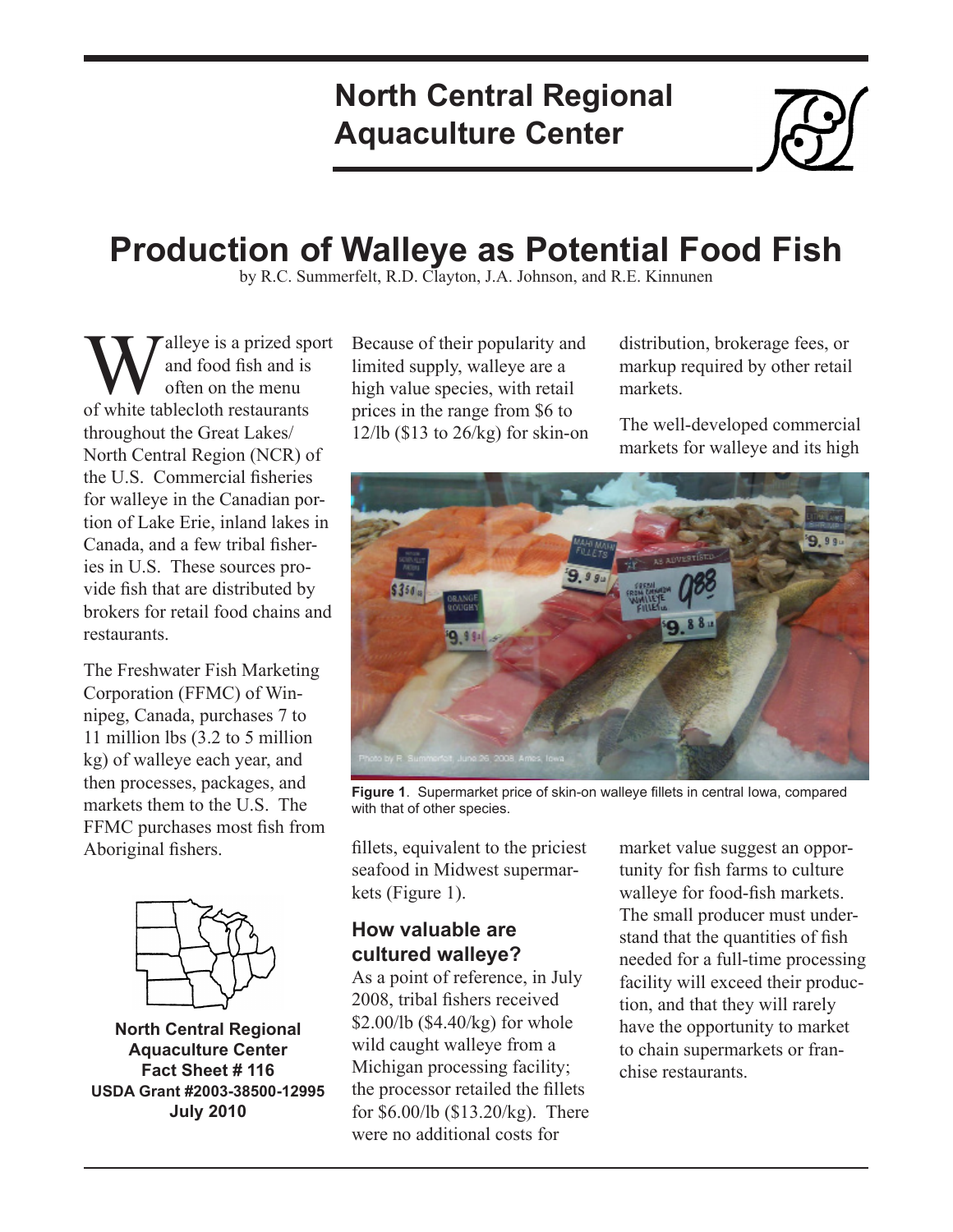# North Central Regional Aquaculture Center

# Production of Walleye as Potential Food Fish

by R.C. Summerfelt, R.D. Clayton, J.A. Johnson, and R.E. Kinnunen

Walleye is a prized sport and food fish and is often on the menu of white tablecloth restaurants throughout the Great Lakes/ North Central Region (NCR) of the U.S. Commercial fisheries for walleye in the Canadian portion of Lake Erie, inland lakes in Canada, and a few tribal fisheries in U.S. These sources provide fish that are distributed by brokers for retail food chains and restaurants.

The Freshwater Fish Marketing Corporation (FFMC) of Winnipeg, Canada, purchases 7 to 11 million lbs (3.2 to 5 million kg) of walleye each year, and then processes, packages, and markets them to the U.S. The FFMC purchases most fish from Aboriginal fishers.

**North Central Regional Aquaculture Center**
**Fact Sheet # 116**
**USDA Grant #2003-38500-12995**
**July 2010**

Because of their popularity and limited supply, walleye are a high value species, with retail prices in the range from $6 to 12/lb ($13 to 26/kg) for skin-on fillets, equivalent to the priciest seafood in Midwest supermarkets (Figure 1).

**Figure 1**. Supermarket price of skin-on walleye fillets in central Iowa, compared with that of other species.

## How valuable are cultured walleye?

As a point of reference, in July 2008, tribal fishers received $2.00/lb ($4.40/kg) for whole wild caught walleye from a Michigan processing facility; the processor retailed the fillets for $6.00/lb ($13.20/kg). There were no additional costs for distribution, brokerage fees, or markup required by other retail markets.

The well-developed commercial markets for walleye and its high market value suggest an opportunity for fish farms to culture walleye for food-fish markets. The small producer must understand that the quantities of fish needed for a full-time processing facility will exceed their production, and that they will rarely have the opportunity to market to chain supermarkets or franchise restaurants.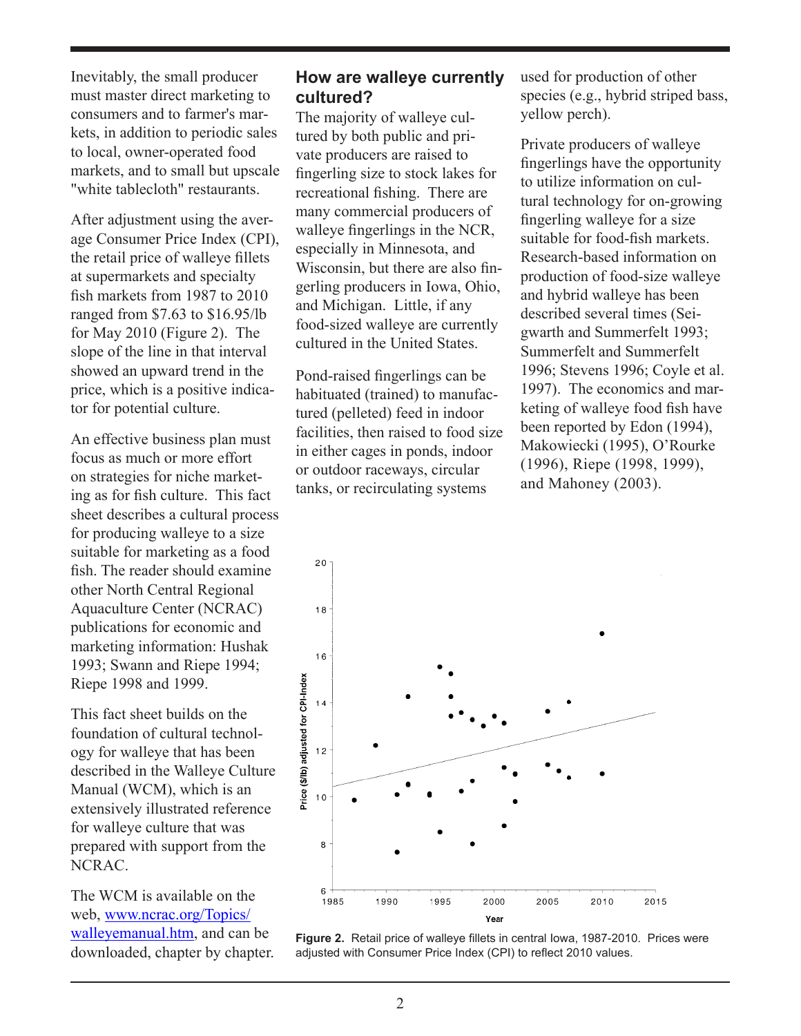Inevitably, the small producer must master direct marketing to consumers and to farmer's markets, in addition to periodic sales to local, owner-operated food markets, and to small but upscale "white tablecloth" restaurants.

After adjustment using the average Consumer Price Index (CPI), the retail price of walleye fillets at supermarkets and specialty fish markets from 1987 to 2010 ranged from $7.63 to $16.95/lb for May 2010 (Figure 2). The slope of the line in that interval showed an upward trend in the price, which is a positive indicator for potential culture.

An effective business plan must focus as much or more effort on strategies for niche marketing as for fish culture. This fact sheet describes a cultural process for producing walleye to a size suitable for marketing as a food fish. The reader should examine other North Central Regional Aquaculture Center (NCRAC) publications for economic and marketing information: Hushak 1993; Swann and Riepe 1994; Riepe 1998 and 1999.

This fact sheet builds on the foundation of cultural technology for walleye that has been described in the Walleye Culture Manual (WCM), which is an extensively illustrated reference for walleye culture that was prepared with support from the NCRAC.

The WCM is available on the web, [www.ncrac.org/Topics/walleyemanual.htm](www.ncrac.org/Topics/walleyemanual.htm), and can be downloaded, chapter by chapter.

## How are walleye currently cultured?

The majority of walleye cultured by both public and private producers are raised to fingerling size to stock lakes for recreational fishing. There are many commercial producers of walleye fingerlings in the NCR, especially in Minnesota, and Wisconsin, but there are also fingerling producers in Iowa, Ohio, and Michigan. Little, if any food-sized walleye are currently cultured in the United States.

Pond-raised fingerlings can be habituated (trained) to manufactured (pelleted) feed in indoor facilities, then raised to food size in either cages in ponds, indoor or outdoor raceways, circular tanks, or recirculating systems used for production of other species (e.g., hybrid striped bass, yellow perch).

Private producers of walleye fingerlings have the opportunity to utilize information on cultural technology for on-growing fingerling walleye for a size suitable for food-fish markets. Research-based information on production of food-size walleye and hybrid walleye has been described several times (Seigwarth and Summerfelt 1993; Summerfelt and Summerfelt 1996; Stevens 1996; Coyle et al. 1997). The economics and marketing of walleye food fish have been reported by Edon (1994), Makowiecki (1995), O'Rourke (1996), Riepe (1998, 1999), and Mahoney (2003).

**Figure 2.** Retail price of walleye fillets in central Iowa, 1987-2010. Prices were adjusted with Consumer Price Index (CPI) to reflect 2010 values.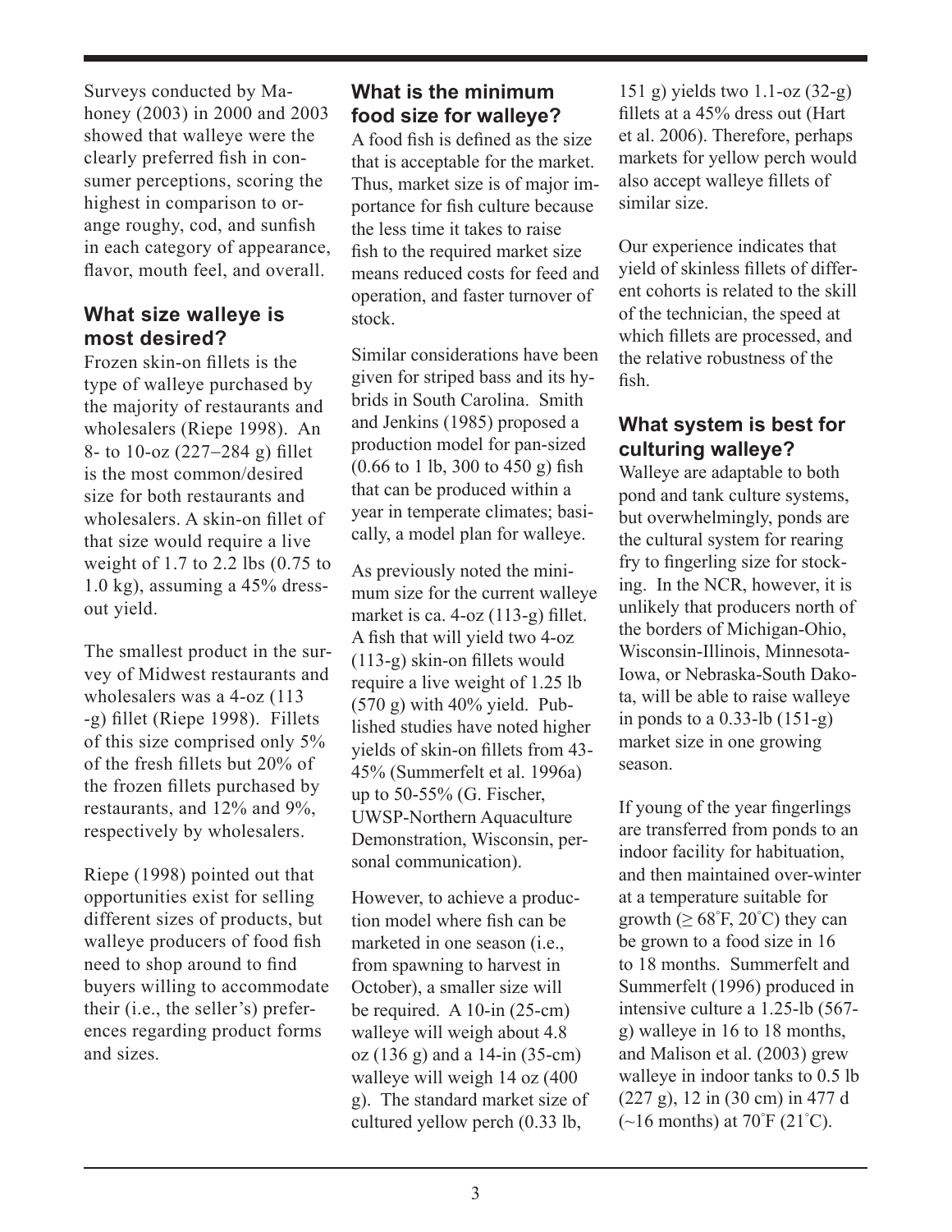Surveys conducted by Mahoney (2003) in 2000 and 2003 showed that walleye were the clearly preferred fish in consumer perceptions, scoring the highest in comparison to orange roughy, cod, and sunfish in each category of appearance, flavor, mouth feel, and overall.

## What size walleye is most desired?

Frozen skin-on fillets is the type of walleye purchased by the majority of restaurants and wholesalers (Riepe 1998). An 8- to 10-oz (227–284 g) fillet is the most common/desired size for both restaurants and wholesalers. A skin-on fillet of that size would require a live weight of 1.7 to 2.2 lbs (0.75 to 1.0 kg), assuming a 45% dress-out yield.

The smallest product in the survey of Midwest restaurants and wholesalers was a 4-oz (113 -g) fillet (Riepe 1998). Fillets of this size comprised only 5% of the fresh fillets but 20% of the frozen fillets purchased by restaurants, and 12% and 9%, respectively by wholesalers.

Riepe (1998) pointed out that opportunities exist for selling different sizes of products, but walleye producers of food fish need to shop around to find buyers willing to accommodate their (i.e., the seller's) preferences regarding product forms and sizes.

## What is the minimum food size for walleye?

A food fish is defined as the size that is acceptable for the market. Thus, market size is of major importance for fish culture because the less time it takes to raise fish to the required market size means reduced costs for feed and operation, and faster turnover of stock.

Similar considerations have been given for striped bass and its hybrids in South Carolina. Smith and Jenkins (1985) proposed a production model for pan-sized (0.66 to 1 lb, 300 to 450 g) fish that can be produced within a year in temperate climates; basically, a model plan for walleye.

As previously noted the minimum size for the current walleye market is ca. 4-oz (113-g) fillet. A fish that will yield two 4-oz (113-g) skin-on fillets would require a live weight of 1.25 lb (570 g) with 40% yield. Published studies have noted higher yields of skin-on fillets from 43-45% (Summerfelt et al. 1996a) up to 50-55% (G. Fischer, UWSP-Northern Aquaculture Demonstration, Wisconsin, personal communication).

However, to achieve a production model where fish can be marketed in one season (i.e., from spawning to harvest in October), a smaller size will be required. A 10-in (25-cm) walleye will weigh about 4.8 oz (136 g) and a 14-in (35-cm) walleye will weigh 14 oz (400 g). The standard market size of cultured yellow perch (0.33 lb, 151 g) yields two 1.1-oz (32-g) fillets at a 45% dress out (Hart et al. 2006). Therefore, perhaps markets for yellow perch would also accept walleye fillets of similar size.

Our experience indicates that yield of skinless fillets of different cohorts is related to the skill of the technician, the speed at which fillets are processed, and the relative robustness of the fish.

## What system is best for culturing walleye?

Walleye are adaptable to both pond and tank culture systems, but overwhelmingly, ponds are the cultural system for rearing fry to fingerling size for stocking. In the NCR, however, it is unlikely that producers north of the borders of Michigan-Ohio, Wisconsin-Illinois, Minnesota-Iowa, or Nebraska-South Dakota, will be able to raise walleye in ponds to a 0.33-lb (151-g) market size in one growing season.

If young of the year fingerlings are transferred from ponds to an indoor facility for habituation, and then maintained over-winter at a temperature suitable for growth (≥ 68˚F, 20˚C) they can be grown to a food size in 16 to 18 months. Summerfelt and Summerfelt (1996) produced in intensive culture a 1.25-lb (567-g) walleye in 16 to 18 months, and Malison et al. (2003) grew walleye in indoor tanks to 0.5 lb (227 g), 12 in (30 cm) in 477 d (~16 months) at 70˚F (21˚C).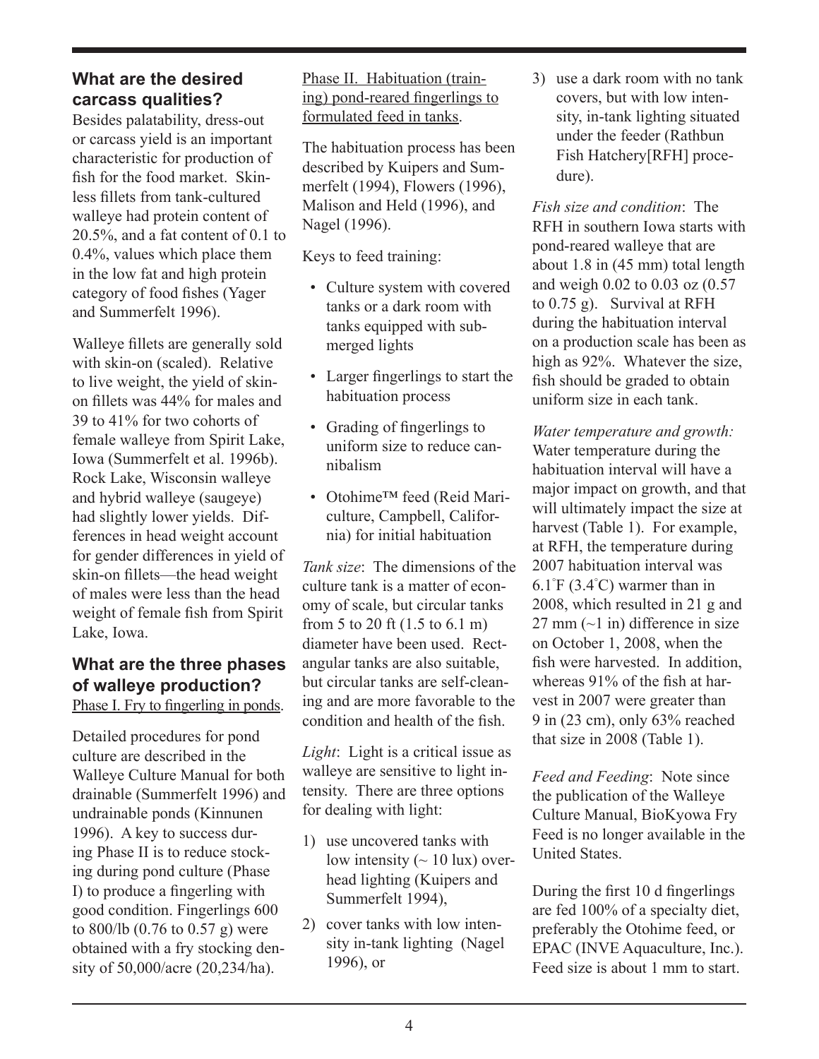## What are the desired carcass qualities?

Besides palatability, dress-out or carcass yield is an important characteristic for production of fish for the food market. Skinless fillets from tank-cultured walleye had protein content of 20.5%, and a fat content of 0.1 to 0.4%, values which place them in the low fat and high protein category of food fishes (Yager and Summerfelt 1996).

Walleye fillets are generally sold with skin-on (scaled). Relative to live weight, the yield of skin-on fillets was 44% for males and 39 to 41% for two cohorts of female walleye from Spirit Lake, Iowa (Summerfelt et al. 1996b). Rock Lake, Wisconsin walleye and hybrid walleye (saugeye) had slightly lower yields. Differences in head weight account for gender differences in yield of skin-on fillets—the head weight of males were less than the head weight of female fish from Spirit Lake, Iowa.

## What are the three phases of walleye production?

Phase I. Fry to fingerling in ponds.

Detailed procedures for pond culture are described in the Walleye Culture Manual for both drainable (Summerfelt 1996) and undrainable ponds (Kinnunen 1996). A key to success during Phase II is to reduce stocking during pond culture (Phase I) to produce a fingerling with good condition. Fingerlings 600 to 800/lb (0.76 to 0.57 g) were obtained with a fry stocking density of 50,000/acre (20,234/ha).

Phase II. Habituation (training) pond-reared fingerlings to formulated feed in tanks.

The habituation process has been described by Kuipers and Summerfelt (1994), Flowers (1996), Malison and Held (1996), and Nagel (1996).

Keys to feed training:

- Culture system with covered tanks or a dark room with tanks equipped with submerged lights
- Larger fingerlings to start the habituation process
- Grading of fingerlings to uniform size to reduce cannibalism
- Otohime™ feed (Reid Mariculture, Campbell, California) for initial habituation

*Tank size*: The dimensions of the culture tank is a matter of economy of scale, but circular tanks from 5 to 20 ft (1.5 to 6.1 m) diameter have been used. Rectangular tanks are also suitable, but circular tanks are self-cleaning and are more favorable to the condition and health of the fish.

*Light*: Light is a critical issue as walleye are sensitive to light intensity. There are three options for dealing with light:

1) use uncovered tanks with low intensity (~ 10 lux) overhead lighting (Kuipers and Summerfelt 1994),
2) cover tanks with low intensity in-tank lighting (Nagel 1996), or
3) use a dark room with no tank covers, but with low intensity, in-tank lighting situated under the feeder (Rathbun Fish Hatchery[RFH] procedure).

*Fish size and condition*: The RFH in southern Iowa starts with pond-reared walleye that are about 1.8 in (45 mm) total length and weigh 0.02 to 0.03 oz (0.57 to 0.75 g). Survival at RFH during the habituation interval on a production scale has been as high as 92%. Whatever the size, fish should be graded to obtain uniform size in each tank.

*Water temperature and growth:* Water temperature during the habituation interval will have a major impact on growth, and that will ultimately impact the size at harvest (Table 1). For example, at RFH, the temperature during 2007 habituation interval was 6.1°F (3.4°C) warmer than in 2008, which resulted in 21 g and 27 mm (~1 in) difference in size on October 1, 2008, when the fish were harvested. In addition, whereas 91% of the fish at harvest in 2007 were greater than 9 in (23 cm), only 63% reached that size in 2008 (Table 1).

*Feed and Feeding*: Note since the publication of the Walleye Culture Manual, BioKyowa Fry Feed is no longer available in the United States.

During the first 10 d fingerlings are fed 100% of a specialty diet, preferably the Otohime feed, or EPAC (INVE Aquaculture, Inc.). Feed size is about 1 mm to start.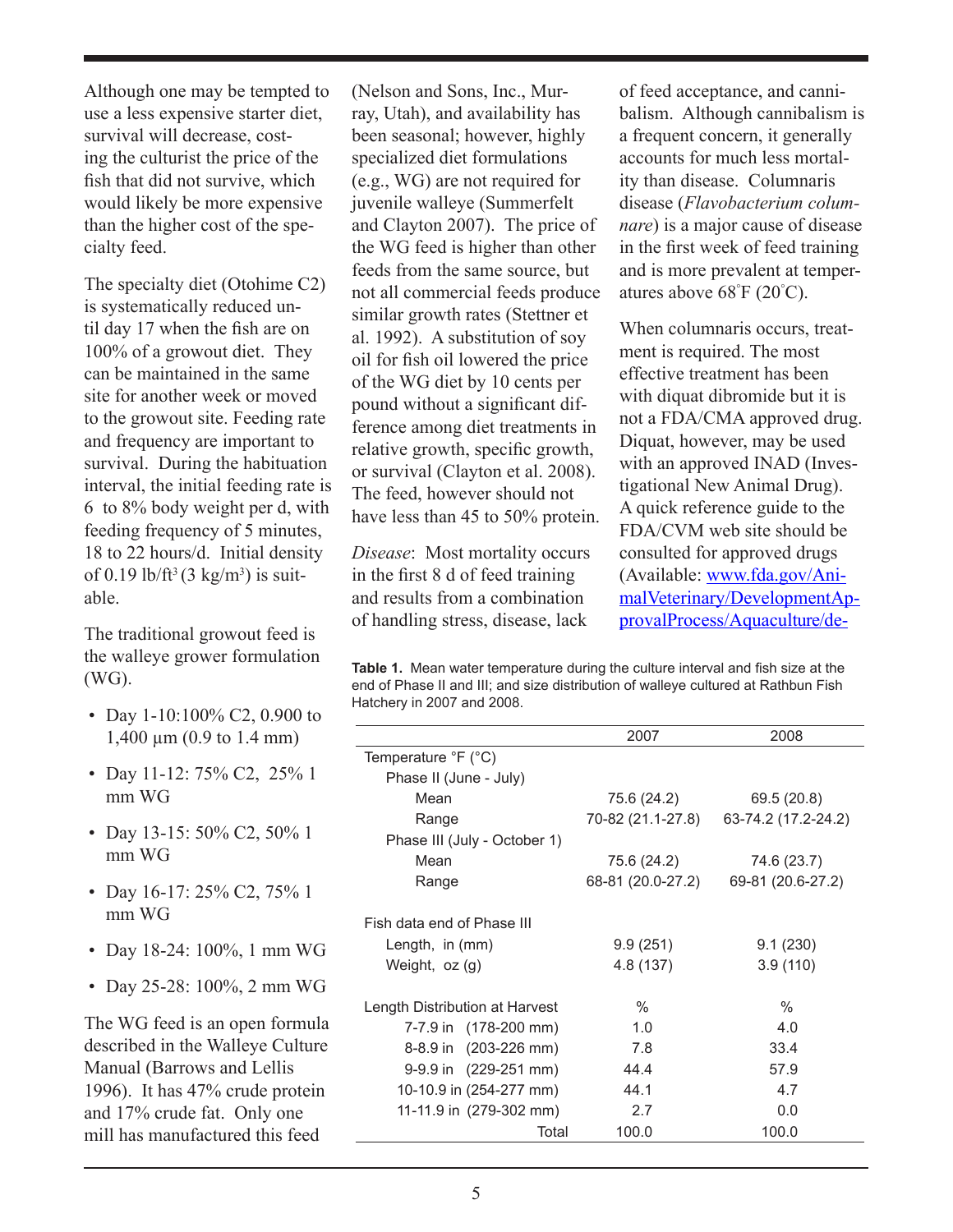Although one may be tempted to use a less expensive starter diet, survival will decrease, costing the culturist the price of the fish that did not survive, which would likely be more expensive than the higher cost of the specialty feed.

The specialty diet (Otohime C2) is systematically reduced until day 17 when the fish are on 100% of a growout diet. They can be maintained in the same site for another week or moved to the growout site. Feeding rate and frequency are important to survival. During the habituation interval, the initial feeding rate is 6 to 8% body weight per d, with feeding frequency of 5 minutes, 18 to 22 hours/d. Initial density of 0.19 lb/ft³ (3 kg/m³) is suitable.

The traditional growout feed is the walleye grower formulation (WG).

- Day 1-10:100% C2, 0.900 to 1,400 µm (0.9 to 1.4 mm)
- Day 11-12: 75% C2, 25% 1 mm WG
- Day 13-15: 50% C2, 50% 1 mm WG
- Day 16-17: 25% C2, 75% 1 mm WG
- Day 18-24: 100%, 1 mm WG
- Day 25-28: 100%, 2 mm WG

The WG feed is an open formula described in the Walleye Culture Manual (Barrows and Lellis 1996). It has 47% crude protein and 17% crude fat. Only one mill has manufactured this feed (Nelson and Sons, Inc., Murray, Utah), and availability has been seasonal; however, highly specialized diet formulations (e.g., WG) are not required for juvenile walleye (Summerfelt and Clayton 2007). The price of the WG feed is higher than other feeds from the same source, but not all commercial feeds produce similar growth rates (Stettner et al. 1992). A substitution of soy oil for fish oil lowered the price of the WG diet by 10 cents per pound without a significant difference among diet treatments in relative growth, specific growth, or survival (Clayton et al. 2008). The feed, however should not have less than 45 to 50% protein.

*Disease*: Most mortality occurs in the first 8 d of feed training and results from a combination of handling stress, disease, lack of feed acceptance, and cannibalism. Although cannibalism is a frequent concern, it generally accounts for much less mortality than disease. Columnaris disease (*Flavobacterium columnare*) is a major cause of disease in the first week of feed training and is more prevalent at temperatures above 68˚F (20˚C).

When columnaris occurs, treatment is required. The most effective treatment has been with diquat dibromide but it is not a FDA/CMA approved drug. Diquat, however, may be used with an approved INAD (Investigational New Animal Drug). A quick reference guide to the FDA/CVM web site should be consulted for approved drugs (Available: www.fda.gov/AnimalVeterinary/DevelopmentApprovalProcess/Aquaculture/de-

**Table 1.** Mean water temperature during the culture interval and fish size at the end of Phase II and III; and size distribution of walleye cultured at Rathbun Fish Hatchery in 2007 and 2008.

| | 2007 | 2008 |
|---|---|---|
| Temperature °F (°C) | | |
| Phase II (June - July) | | |
| Mean | 75.6 (24.2) | 69.5 (20.8) |
| Range | 70-82 (21.1-27.8) | 63-74.2 (17.2-24.2) |
| Phase III (July - October 1) | | |
| Mean | 75.6 (24.2) | 74.6 (23.7) |
| Range | 68-81 (20.0-27.2) | 69-81 (20.6-27.2) |
| Fish data end of Phase III | | |
| Length, in (mm) | 9.9 (251) | 9.1 (230) |
| Weight, oz (g) | 4.8 (137) | 3.9 (110) |
| Length Distribution at Harvest | % | % |
| 7-7.9 in (178-200 mm) | 1.0 | 4.0 |
| 8-8.9 in (203-226 mm) | 7.8 | 33.4 |
| 9-9.9 in (229-251 mm) | 44.4 | 57.9 |
| 10-10.9 in (254-277 mm) | 44.1 | 4.7 |
| 11-11.9 in (279-302 mm) | 2.7 | 0.0 |
| Total | 100.0 | 100.0 |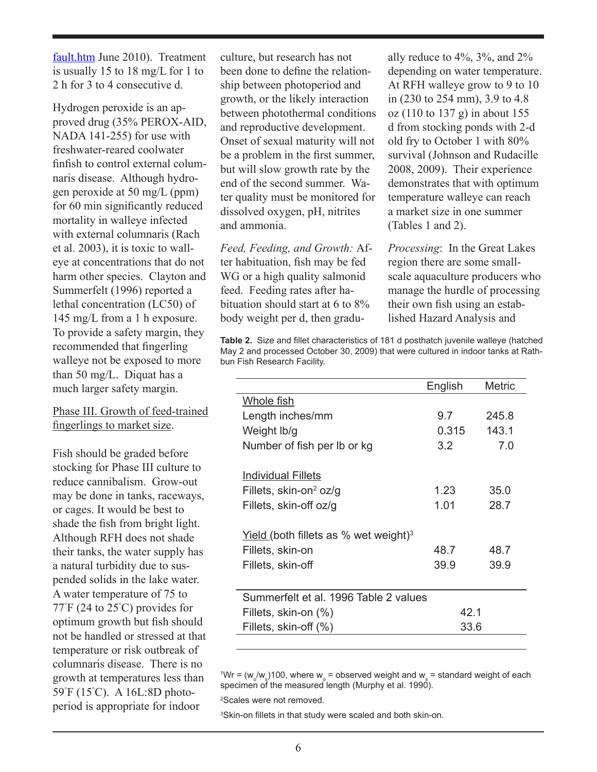fault.htm June 2010). Treatment is usually 15 to 18 mg/L for 1 to 2 h for 3 to 4 consecutive d.

Hydrogen peroxide is an approved drug (35% PEROX-AID, NADA 141-255) for use with freshwater-reared coolwater finfish to control external columnaris disease. Although hydrogen peroxide at 50 mg/L (ppm) for 60 min significantly reduced mortality in walleye infected with external columnaris (Rach et al. 2003), it is toxic to walleye at concentrations that do not harm other species. Clayton and Summerfelt (1996) reported a lethal concentration (LC50) of 145 mg/L from a 1 h exposure. To provide a safety margin, they recommended that fingerling walleye not be exposed to more than 50 mg/L. Diquat has a much larger safety margin.

Phase III. Growth of feed-trained fingerlings to market size.

Fish should be graded before stocking for Phase III culture to reduce cannibalism. Grow-out may be done in tanks, raceways, or cages. It would be best to shade the fish from bright light. Although RFH does not shade their tanks, the water supply has a natural turbidity due to suspended solids in the lake water. A water temperature of 75 to 77°F (24 to 25°C) provides for optimum growth but fish should not be handled or stressed at that temperature or risk outbreak of columnaris disease. There is no growth at temperatures less than 59°F (15°C). A 16L:8D photoperiod is appropriate for indoor culture, but research has not been done to define the relationship between photoperiod and growth, or the likely interaction between photothermal conditions and reproductive development. Onset of sexual maturity will not be a problem in the first summer, but will slow growth rate by the end of the second summer. Water quality must be monitored for dissolved oxygen, pH, nitrites and ammonia.

*Feed, Feeding, and Growth:* After habituation, fish may be fed WG or a high quality salmonid feed. Feeding rates after habituation should start at 6 to 8% body weight per d, then gradually reduce to 4%, 3%, and 2% depending on water temperature. At RFH walleye grow to 9 to 10 in (230 to 254 mm), 3.9 to 4.8 oz (110 to 137 g) in about 155 d from stocking ponds with 2-d old fry to October 1 with 80% survival (Johnson and Rudacille 2008, 2009). Their experience demonstrates that with optimum temperature walleye can reach a market size in one summer (Tables 1 and 2).

*Processing*: In the Great Lakes region there are some small-scale aquaculture producers who manage the hurdle of processing their own fish using an established Hazard Analysis and

**Table 2.** Size and fillet characteristics of 181 d posthatch juvenile walleye (hatched May 2 and processed October 30, 2009) that were cultured in indoor tanks at Rathbun Fish Research Facility.

| | English | Metric |
|---|---|---|
| Whole fish | | |
| Length inches/mm | 9.7 | 245.8 |
| Weight lb/g | 0.315 | 143.1 |
| Number of fish per lb or kg | 3.2 | 7.0 |
| Individual Fillets | | |
| Fillets, skin-on[2] oz/g | 1.23 | 35.0 |
| Fillets, skin-off oz/g | 1.01 | 28.7 |
| Yield (both fillets as % wet weight)[3] | | |
| Fillets, skin-on | 48.7 | 48.7 |
| Fillets, skin-off | 39.9 | 39.9 |
| Summerfelt et al. 1996 Table 2 values | | |
| Fillets, skin-on (%) | 42.1 | |
| Fillets, skin-off (%) | 33.6 | |

[1]Wr = ($w_o$/$w_s$)100, where $w_o$ = observed weight and $w_s$ = standard weight of each specimen of the measured length (Murphy et al. 1990).

[2]Scales were not removed.

[3]Skin-on fillets in that study were scaled and both skin-on.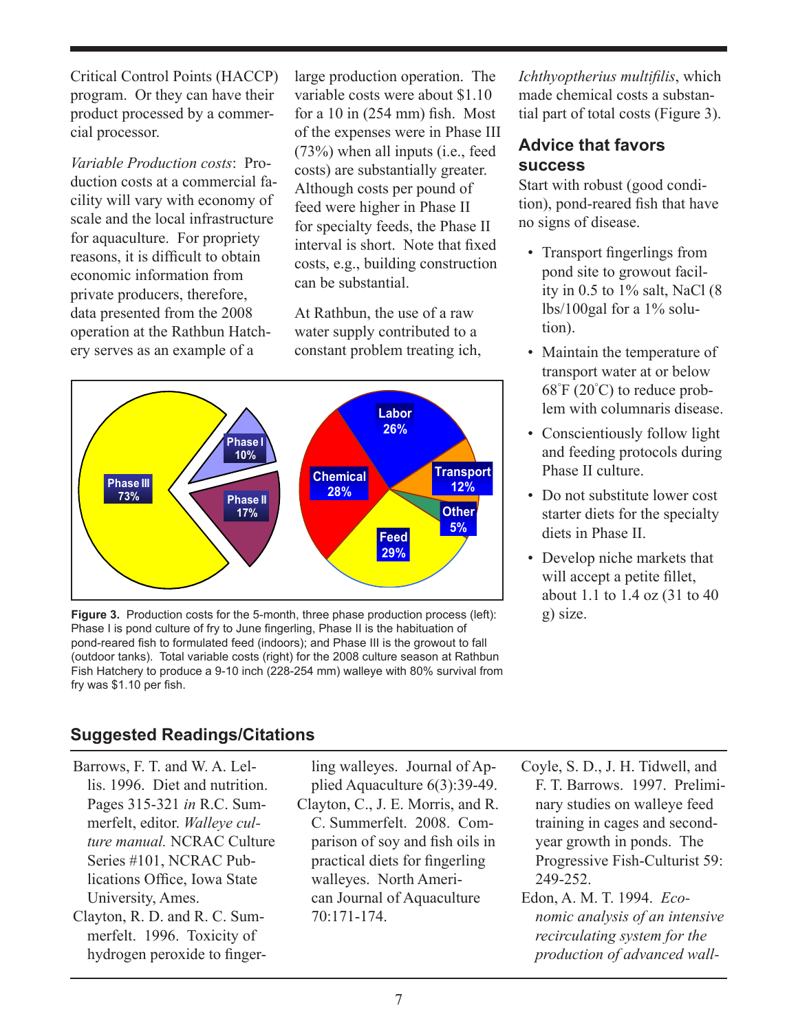Critical Control Points (HACCP) program. Or they can have their product processed by a commercial processor.

*Variable Production costs*: Production costs at a commercial facility will vary with economy of scale and the local infrastructure for aquaculture. For propriety reasons, it is difficult to obtain economic information from private producers, therefore, data presented from the 2008 operation at the Rathbun Hatchery serves as an example of a large production operation. The variable costs were about $1.10 for a 10 in (254 mm) fish. Most of the expenses were in Phase III (73%) when all inputs (i.e., feed costs) are substantially greater. Although costs per pound of feed were higher in Phase II for specialty feeds, the Phase II interval is short. Note that fixed costs, e.g., building construction can be substantial.

At Rathbun, the use of a raw water supply contributed to a constant problem treating ich, *Ichthyoptherius multifilis*, which made chemical costs a substantial part of total costs (Figure 3).

**Figure 3.** Production costs for the 5-month, three phase production process (left): Phase I is pond culture of fry to June fingerling, Phase II is the habituation of pond-reared fish to formulated feed (indoors); and Phase III is the growout to fall (outdoor tanks). Total variable costs (right) for the 2008 culture season at Rathbun Fish Hatchery to produce a 9-10 inch (228-254 mm) walleye with 80% survival from fry was $1.10 per fish.

## Advice that favors success

Start with robust (good condition), pond-reared fish that have no signs of disease.

- Transport fingerlings from pond site to growout facility in 0.5 to 1% salt, NaCl (8 lbs/100gal for a 1% solution).
- Maintain the temperature of transport water at or below 68˚F (20˚C) to reduce problem with columnaris disease.
- Conscientiously follow light and feeding protocols during Phase II culture.
- Do not substitute lower cost starter diets for the specialty diets in Phase II.
- Develop niche markets that will accept a petite fillet, about 1.1 to 1.4 oz (31 to 40 g) size.

## Suggested Readings/Citations

Barrows, F. T. and W. A. Lellis. 1996. Diet and nutrition. Pages 315-321 *in* R.C. Summerfelt, editor. *Walleye culture manual.* NCRAC Culture Series #101, NCRAC Publications Office, Iowa State University, Ames.

Clayton, R. D. and R. C. Summerfelt. 1996. Toxicity of hydrogen peroxide to fingerling walleyes. Journal of Applied Aquaculture 6(3):39-49.

Clayton, C., J. E. Morris, and R. C. Summerfelt. 2008. Comparison of soy and fish oils in practical diets for fingerling walleyes. North American Journal of Aquaculture 70:171-174.

Coyle, S. D., J. H. Tidwell, and F. T. Barrows. 1997. Preliminary studies on walleye feed training in cages and second-year growth in ponds. The Progressive Fish-Culturist 59: 249-252.

Edon, A. M. T. 1994. *Economic analysis of an intensive recirculating system for the production of advanced wall-*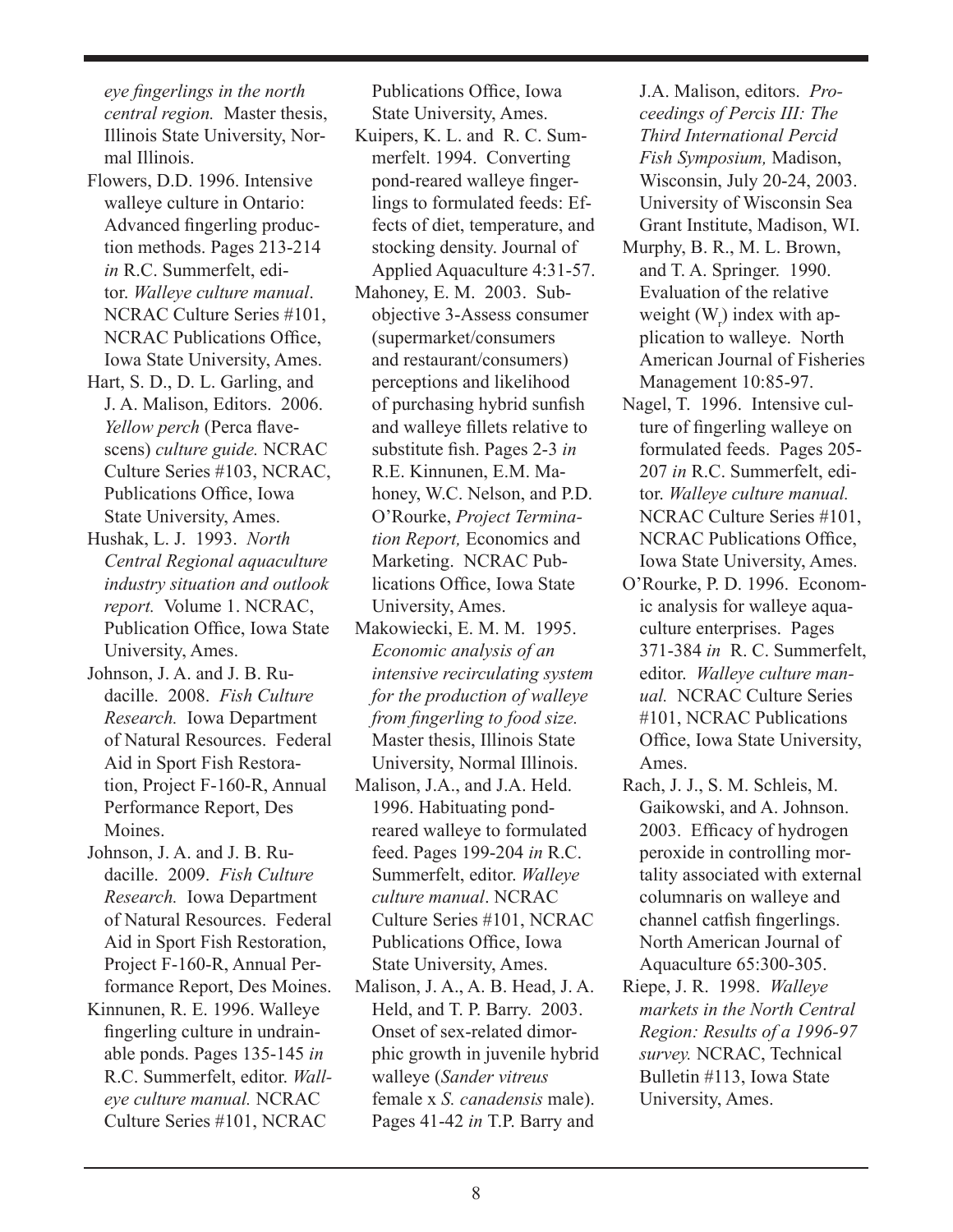*eye fingerlings in the north central region.* Master thesis, Illinois State University, Normal Illinois.

Flowers, D.D. 1996. Intensive walleye culture in Ontario: Advanced fingerling production methods. Pages 213-214 *in* R.C. Summerfelt, editor. *Walleye culture manual*. NCRAC Culture Series #101, NCRAC Publications Office, Iowa State University, Ames.

Hart, S. D., D. L. Garling, and J. A. Malison, Editors. 2006. *Yellow perch* (Perca flavescens) *culture guide.* NCRAC Culture Series #103, NCRAC, Publications Office, Iowa State University, Ames.

Hushak, L. J. 1993. *North Central Regional aquaculture industry situation and outlook report.* Volume 1. NCRAC, Publication Office, Iowa State University, Ames.

Johnson, J. A. and J. B. Rudacille. 2008. *Fish Culture Research.* Iowa Department of Natural Resources. Federal Aid in Sport Fish Restoration, Project F-160-R, Annual Performance Report, Des Moines.

Johnson, J. A. and J. B. Rudacille. 2009. *Fish Culture Research.* Iowa Department of Natural Resources. Federal Aid in Sport Fish Restoration, Project F-160-R, Annual Performance Report, Des Moines.

Kinnunen, R. E. 1996. Walleye fingerling culture in undrainable ponds. Pages 135-145 *in* R.C. Summerfelt, editor. *Walleye culture manual.* NCRAC Culture Series #101, NCRAC Publications Office, Iowa State University, Ames.

Kuipers, K. L. and R. C. Summerfelt. 1994. Converting pond-reared walleye fingerlings to formulated feeds: Effects of diet, temperature, and stocking density. Journal of Applied Aquaculture 4:31-57.

Mahoney, E. M. 2003. Subobjective 3-Assess consumer (supermarket/consumers and restaurant/consumers) perceptions and likelihood of purchasing hybrid sunfish and walleye fillets relative to substitute fish. Pages 2-3 *in* R.E. Kinnunen, E.M. Mahoney, W.C. Nelson, and P.D. O'Rourke, *Project Termination Report,* Economics and Marketing. NCRAC Publications Office, Iowa State University, Ames.

Makowiecki, E. M. M. 1995. *Economic analysis of an intensive recirculating system for the production of walleye from fingerling to food size.* Master thesis, Illinois State University, Normal Illinois.

Malison, J.A., and J.A. Held. 1996. Habituating pond-reared walleye to formulated feed. Pages 199-204 *in* R.C. Summerfelt, editor. *Walleye culture manual*. NCRAC Culture Series #101, NCRAC Publications Office, Iowa State University, Ames.

Malison, J. A., A. B. Head, J. A. Held, and T. P. Barry. 2003. Onset of sex-related dimorphic growth in juvenile hybrid walleye (*Sander vitreus* female x *S. canadensis* male). Pages 41-42 *in* T.P. Barry and J.A. Malison, editors. *Proceedings of Percis III: The Third International Percid Fish Symposium,* Madison, Wisconsin, July 20-24, 2003. University of Wisconsin Sea Grant Institute, Madison, WI.

Murphy, B. R., M. L. Brown, and T. A. Springer. 1990. Evaluation of the relative weight ($W_r$) index with application to walleye. North American Journal of Fisheries Management 10:85-97.

Nagel, T. 1996. Intensive culture of fingerling walleye on formulated feeds. Pages 205-207 *in* R.C. Summerfelt, editor. *Walleye culture manual.* NCRAC Culture Series #101, NCRAC Publications Office, Iowa State University, Ames.

O'Rourke, P. D. 1996. Economic analysis for walleye aquaculture enterprises. Pages 371-384 *in* R. C. Summerfelt, editor. *Walleye culture manual.* NCRAC Culture Series #101, NCRAC Publications Office, Iowa State University, Ames.

Rach, J. J., S. M. Schleis, M. Gaikowski, and A. Johnson. 2003. Efficacy of hydrogen peroxide in controlling mortality associated with external columnaris on walleye and channel catfish fingerlings. North American Journal of Aquaculture 65:300-305.

Riepe, J. R. 1998. *Walleye markets in the North Central Region: Results of a 1996-97 survey.* NCRAC, Technical Bulletin #113, Iowa State University, Ames.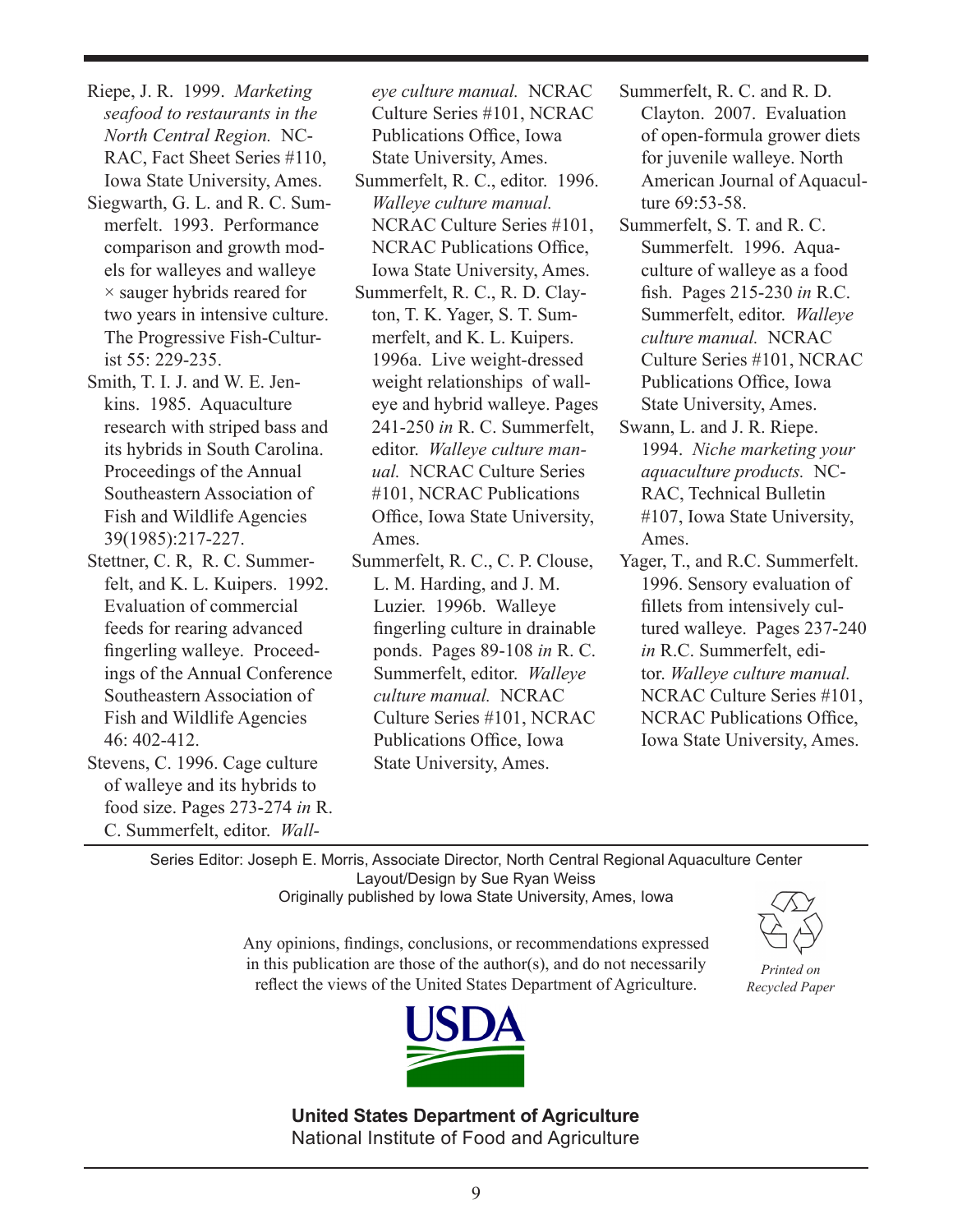Riepe, J. R. 1999. *Marketing seafood to restaurants in the North Central Region.* NCRAC, Fact Sheet Series #110, Iowa State University, Ames.

Siegwarth, G. L. and R. C. Summerfelt. 1993. Performance comparison and growth models for walleyes and walleye × sauger hybrids reared for two years in intensive culture. The Progressive Fish-Culturist 55: 229-235.

Smith, T. I. J. and W. E. Jenkins. 1985. Aquaculture research with striped bass and its hybrids in South Carolina. Proceedings of the Annual Southeastern Association of Fish and Wildlife Agencies 39(1985):217-227.

Stettner, C. R, R. C. Summerfelt, and K. L. Kuipers. 1992. Evaluation of commercial feeds for rearing advanced fingerling walleye. Proceedings of the Annual Conference Southeastern Association of Fish and Wildlife Agencies 46: 402-412.

Stevens, C. 1996. Cage culture of walleye and its hybrids to food size. Pages 273-274 *in* R. C. Summerfelt, editor. *Walleye culture manual.* NCRAC Culture Series #101, NCRAC Publications Office, Iowa State University, Ames.

Summerfelt, R. C., editor. 1996. *Walleye culture manual.* NCRAC Culture Series #101, NCRAC Publications Office, Iowa State University, Ames.

Summerfelt, R. C., R. D. Clayton, T. K. Yager, S. T. Summerfelt, and K. L. Kuipers. 1996a. Live weight-dressed weight relationships of walleye and hybrid walleye. Pages 241-250 *in* R. C. Summerfelt, editor. *Walleye culture manual.* NCRAC Culture Series #101, NCRAC Publications Office, Iowa State University, Ames.

Summerfelt, R. C., C. P. Clouse, L. M. Harding, and J. M. Luzier. 1996b. Walleye fingerling culture in drainable ponds. Pages 89-108 *in* R. C. Summerfelt, editor. *Walleye culture manual.* NCRAC Culture Series #101, NCRAC Publications Office, Iowa State University, Ames.

Summerfelt, R. C. and R. D. Clayton. 2007. Evaluation of open-formula grower diets for juvenile walleye. North American Journal of Aquaculture 69:53-58.

Summerfelt, S. T. and R. C. Summerfelt. 1996. Aquaculture of walleye as a food fish. Pages 215-230 *in* R.C. Summerfelt, editor. *Walleye culture manual.* NCRAC Culture Series #101, NCRAC Publications Office, Iowa State University, Ames.

Swann, L. and J. R. Riepe. 1994. *Niche marketing your aquaculture products.* NCRAC, Technical Bulletin #107, Iowa State University, Ames.

Yager, T., and R.C. Summerfelt. 1996. Sensory evaluation of fillets from intensively cultured walleye. Pages 237-240 *in* R.C. Summerfelt, editor. *Walleye culture manual.* NCRAC Culture Series #101, NCRAC Publications Office, Iowa State University, Ames.

---

Series Editor: Joseph E. Morris, Associate Director, North Central Regional Aquaculture Center
Layout/Design by Sue Ryan Weiss
Originally published by Iowa State University, Ames, Iowa

Any opinions, findings, conclusions, or recommendations expressed in this publication are those of the author(s), and do not necessarily reflect the views of the United States Department of Agriculture.

*Printed on Recycled Paper*

**United States Department of Agriculture**
National Institute of Food and Agriculture